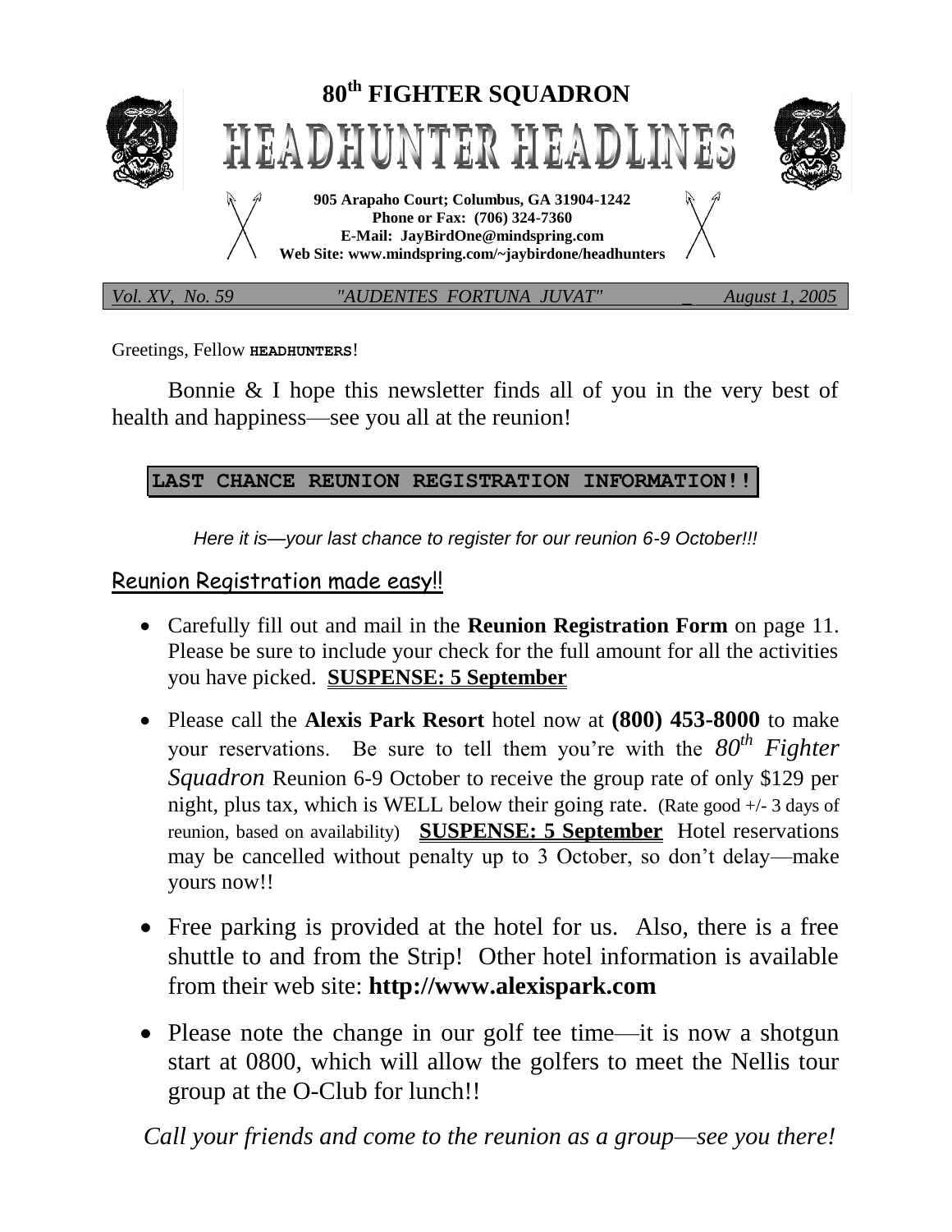# 80th FIGHTER SQUADRON

# HEADHUNTER HEADLINES

**905 Arapaho Court; Columbus, GA 31904-1242**
**Phone or Fax: (706) 324-7360**
**E-Mail: JayBirdOne@mindspring.com**
**Web Site: www.mindspring.com/~jaybirdone/headhunters**

*Vol. XV, No. 59* *"AUDENTES FORTUNA JUVAT"* *August 1, 2005*

Greetings, Fellow **HEADHUNTERS**!

Bonnie & I hope this newsletter finds all of you in the very best of health and happiness—see you all at the reunion!

**LAST CHANCE REUNION REGISTRATION INFORMATION!!**

*Here it is—your last chance to register for our reunion 6-9 October!!!*

## Reunion Registration made easy!!

- Carefully fill out and mail in the **Reunion Registration Form** on page 11. Please be sure to include your check for the full amount for all the activities you have picked. **SUSPENSE: 5 September**
- Please call the **Alexis Park Resort** hotel now at **(800) 453-8000** to make your reservations. Be sure to tell them you're with the *80th Fighter Squadron* Reunion 6-9 October to receive the group rate of only $129 per night, plus tax, which is WELL below their going rate. (Rate good +/- 3 days of reunion, based on availability) **SUSPENSE: 5 September** Hotel reservations may be cancelled without penalty up to 3 October, so don't delay—make yours now!!
- Free parking is provided at the hotel for us. Also, there is a free shuttle to and from the Strip! Other hotel information is available from their web site: **http://www.alexispark.com**
- Please note the change in our golf tee time—it is now a shotgun start at 0800, which will allow the golfers to meet the Nellis tour group at the O-Club for lunch!!

*Call your friends and come to the reunion as a group—see you there!*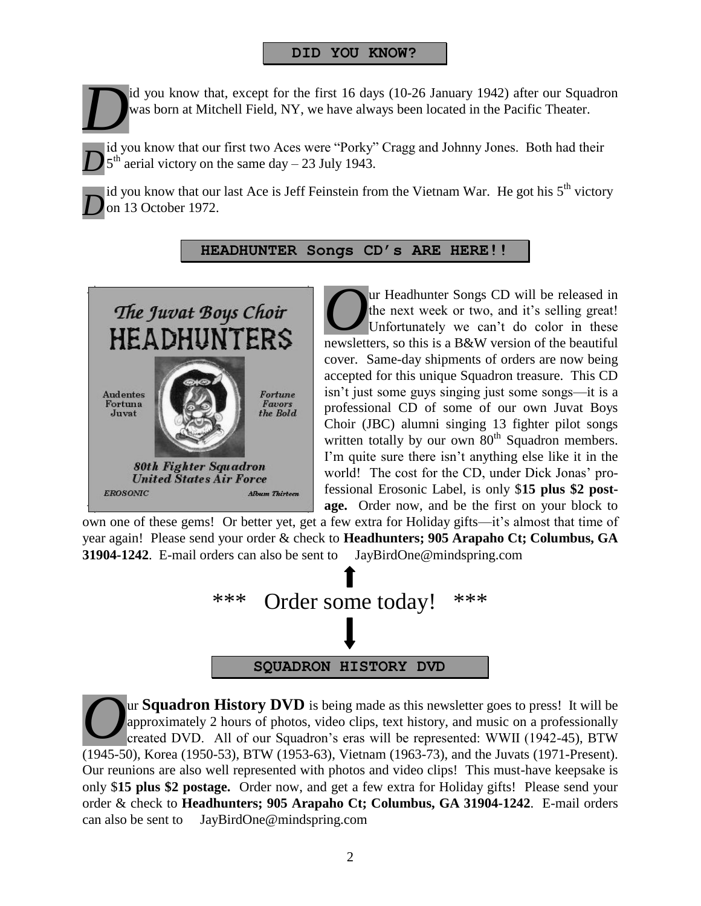## DID YOU KNOW?

Did you know that, except for the first 16 days (10-26 January 1942) after our Squadron was born at Mitchell Field, NY, we have always been located in the Pacific Theater.

Did you know that our first two Aces were "Porky" Cragg and Johnny Jones. Both had their 5th aerial victory on the same day – 23 July 1943.

Did you know that our last Ace is Jeff Feinstein from the Vietnam War. He got his 5th victory on 13 October 1972.

## HEADHUNTER Songs CD's ARE HERE!!

The Juvat Boys Choir
HEADHUNTERS

Audentes Fortuna Juvat

Fortune Favors the Bold

80th Fighter Squadron
United States Air Force

EROSONIC

Album Thirteen

Our Headhunter Songs CD will be released in the next week or two, and it's selling great! Unfortunately we can't do color in these newsletters, so this is a B&W version of the beautiful cover. Same-day shipments of orders are now being accepted for this unique Squadron treasure. This CD isn't just some guys singing just some songs—it is a professional CD of some of our own Juvat Boys Choir (JBC) alumni singing 13 fighter pilot songs written totally by our own 80th Squadron members. I'm quite sure there isn't anything else like it in the world! The cost for the CD, under Dick Jonas' professional Erosonic Label, is only $**15 plus $2 postage.** Order now, and be the first on your block to own one of these gems! Or better yet, get a few extra for Holiday gifts—it's almost that time of year again! Please send your order & check to **Headhunters; 905 Arapaho Ct; Columbus, GA 31904-1242**. E-mail orders can also be sent to JayBirdOne@mindspring.com

\*\*\* Order some today! \*\*\*

## SQUADRON HISTORY DVD

Our **Squadron History DVD** is being made as this newsletter goes to press! It will be approximately 2 hours of photos, video clips, text history, and music on a professionally created DVD. All of our Squadron's eras will be represented: WWII (1942-45), BTW (1945-50), Korea (1950-53), BTW (1953-63), Vietnam (1963-73), and the Juvats (1971-Present). Our reunions are also well represented with photos and video clips! This must-have keepsake is only $**15 plus $2 postage.** Order now, and get a few extra for Holiday gifts! Please send your order & check to **Headhunters; 905 Arapaho Ct; Columbus, GA 31904-1242**. E-mail orders can also be sent to JayBirdOne@mindspring.com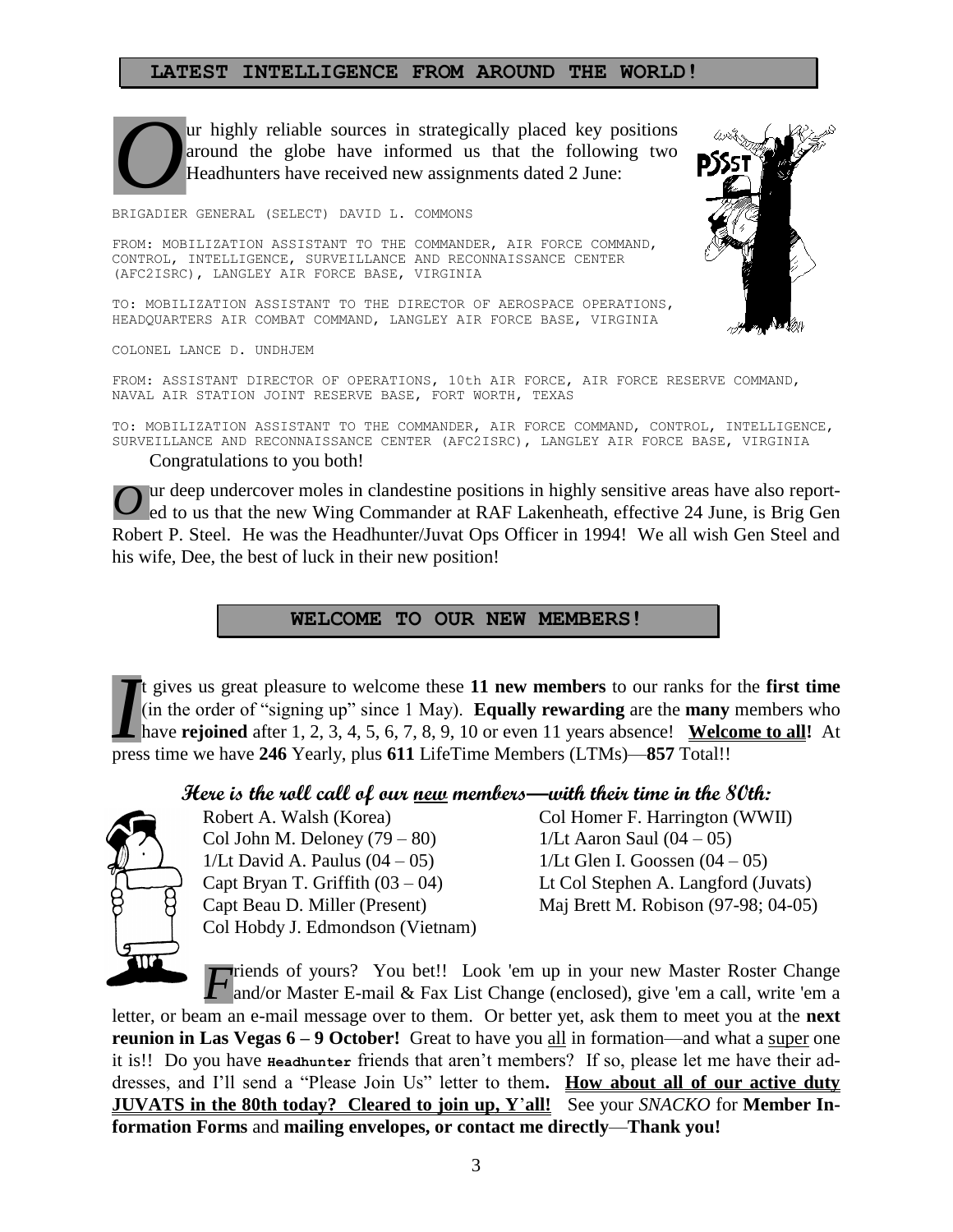## LATEST INTELLIGENCE FROM AROUND THE WORLD!

Our highly reliable sources in strategically placed key positions around the globe have informed us that the following two Headhunters have received new assignments dated 2 June:

BRIGADIER GENERAL (SELECT) DAVID L. COMMONS

FROM: MOBILIZATION ASSISTANT TO THE COMMANDER, AIR FORCE COMMAND, CONTROL, INTELLIGENCE, SURVEILLANCE AND RECONNAISSANCE CENTER (AFC2ISRC), LANGLEY AIR FORCE BASE, VIRGINIA

TO: MOBILIZATION ASSISTANT TO THE DIRECTOR OF AEROSPACE OPERATIONS, HEADQUARTERS AIR COMBAT COMMAND, LANGLEY AIR FORCE BASE, VIRGINIA

COLONEL LANCE D. UNDHJEM

FROM: ASSISTANT DIRECTOR OF OPERATIONS, 10th AIR FORCE, AIR FORCE RESERVE COMMAND, NAVAL AIR STATION JOINT RESERVE BASE, FORT WORTH, TEXAS

TO: MOBILIZATION ASSISTANT TO THE COMMANDER, AIR FORCE COMMAND, CONTROL, INTELLIGENCE, SURVEILLANCE AND RECONNAISSANCE CENTER (AFC2ISRC), LANGLEY AIR FORCE BASE, VIRGINIA

Congratulations to you both!

Our deep undercover moles in clandestine positions in highly sensitive areas have also reported to us that the new Wing Commander at RAF Lakenheath, effective 24 June, is Brig Gen Robert P. Steel. He was the Headhunter/Juvat Ops Officer in 1994! We all wish Gen Steel and his wife, Dee, the best of luck in their new position!

## WELCOME TO OUR NEW MEMBERS!

It gives us great pleasure to welcome these **11 new members** to our ranks for the **first time** (in the order of "signing up" since 1 May). **Equally rewarding** are the **many** members who have **rejoined** after 1, 2, 3, 4, 5, 6, 7, 8, 9, 10 or even 11 years absence! **Welcome to all!** At press time we have **246** Yearly, plus **611** LifeTime Members (LTMs)—**857** Total!!

### Here is the roll call of our new members—with their time in the 80th:

- Robert A. Walsh (Korea)
- Col John M. Deloney (79 – 80)
- 1/Lt David A. Paulus (04 – 05)
- Capt Bryan T. Griffith (03 – 04)
- Capt Beau D. Miller (Present)
- Col Hobdy J. Edmondson (Vietnam)
- Col Homer F. Harrington (WWII)
- 1/Lt Aaron Saul (04 – 05)
- 1/Lt Glen I. Goossen (04 – 05)
- Lt Col Stephen A. Langford (Juvats)
- Maj Brett M. Robison (97-98; 04-05)

Friends of yours? You bet!! Look 'em up in your new Master Roster Change and/or Master E-mail & Fax List Change (enclosed), give 'em a call, write 'em a letter, or beam an e-mail message over to them. Or better yet, ask them to meet you at the **next reunion in Las Vegas 6 – 9 October!** Great to have you all in formation—and what a super one it is!! Do you have Headhunter friends that aren't members? If so, please let me have their addresses, and I'll send a "Please Join Us" letter to them**.** **How about all of our active duty JUVATS in the 80th today? Cleared to join up, Y'all!** See your *SNACKO* for **Member Information Forms** and **mailing envelopes, or contact me directly**—**Thank you!**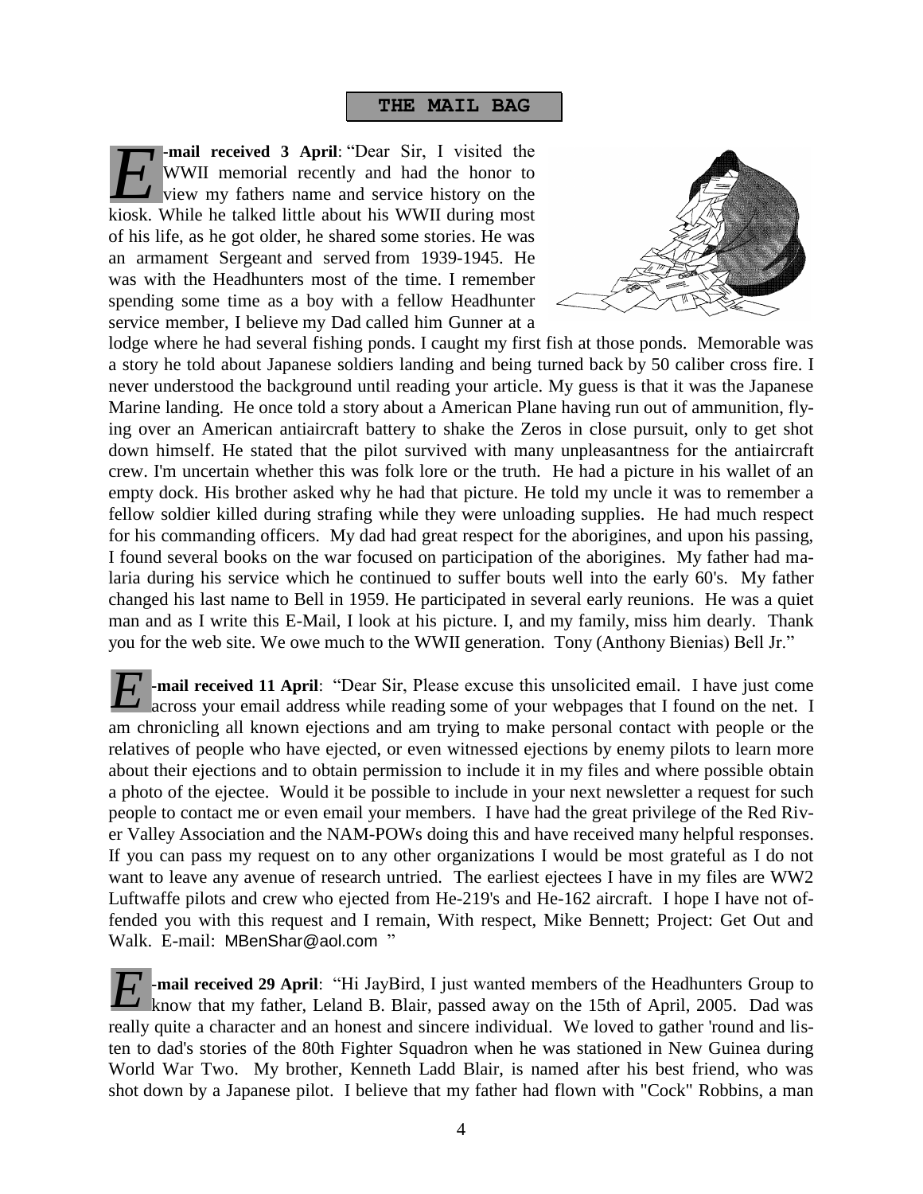## THE MAIL BAG

**E-mail received 3 April**: "Dear Sir, I visited the WWII memorial recently and had the honor to view my fathers name and service history on the kiosk. While he talked little about his WWII during most of his life, as he got older, he shared some stories. He was an armament Sergeant and served from 1939-1945. He was with the Headhunters most of the time. I remember spending some time as a boy with a fellow Headhunter service member, I believe my Dad called him Gunner at a lodge where he had several fishing ponds. I caught my first fish at those ponds. Memorable was a story he told about Japanese soldiers landing and being turned back by 50 caliber cross fire. I never understood the background until reading your article. My guess is that it was the Japanese Marine landing. He once told a story about a American Plane having run out of ammunition, flying over an American antiaircraft battery to shake the Zeros in close pursuit, only to get shot down himself. He stated that the pilot survived with many unpleasantness for the antiaircraft crew. I'm uncertain whether this was folk lore or the truth. He had a picture in his wallet of an empty dock. His brother asked why he had that picture. He told my uncle it was to remember a fellow soldier killed during strafing while they were unloading supplies. He had much respect for his commanding officers. My dad had great respect for the aborigines, and upon his passing, I found several books on the war focused on participation of the aborigines. My father had malaria during his service which he continued to suffer bouts well into the early 60's. My father changed his last name to Bell in 1959. He participated in several early reunions. He was a quiet man and as I write this E-Mail, I look at his picture. I, and my family, miss him dearly. Thank you for the web site. We owe much to the WWII generation. Tony (Anthony Bienias) Bell Jr."

**E-mail received 11 April**: "Dear Sir, Please excuse this unsolicited email. I have just come across your email address while reading some of your webpages that I found on the net. I am chronicling all known ejections and am trying to make personal contact with people or the relatives of people who have ejected, or even witnessed ejections by enemy pilots to learn more about their ejections and to obtain permission to include it in my files and where possible obtain a photo of the ejectee. Would it be possible to include in your next newsletter a request for such people to contact me or even email your members. I have had the great privilege of the Red River Valley Association and the NAM-POWs doing this and have received many helpful responses. If you can pass my request on to any other organizations I would be most grateful as I do not want to leave any avenue of research untried. The earliest ejectees I have in my files are WW2 Luftwaffe pilots and crew who ejected from He-219's and He-162 aircraft. I hope I have not offended you with this request and I remain, With respect, Mike Bennett; Project: Get Out and Walk. E-mail: MBenShar@aol.com "

**E-mail received 29 April**: "Hi JayBird, I just wanted members of the Headhunters Group to know that my father, Leland B. Blair, passed away on the 15th of April, 2005. Dad was really quite a character and an honest and sincere individual. We loved to gather 'round and listen to dad's stories of the 80th Fighter Squadron when he was stationed in New Guinea during World War Two. My brother, Kenneth Ladd Blair, is named after his best friend, who was shot down by a Japanese pilot. I believe that my father had flown with "Cock" Robbins, a man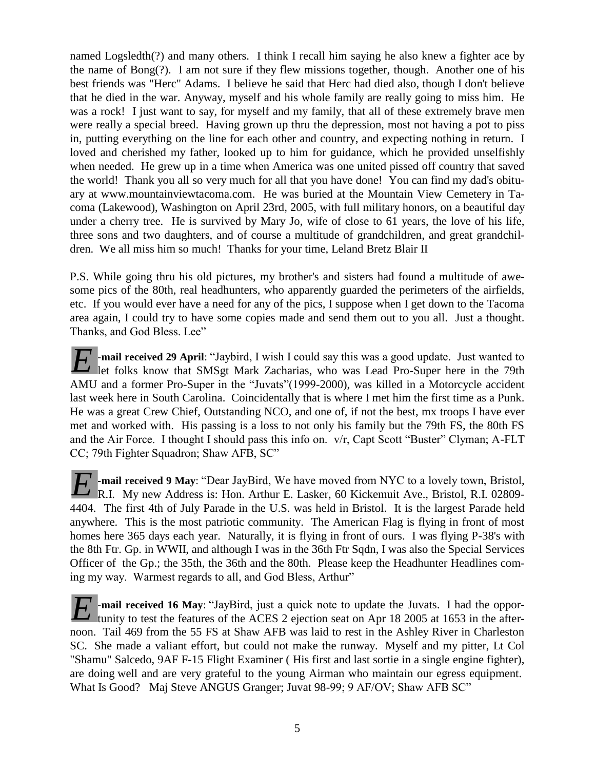named Logsledth(?) and many others. I think I recall him saying he also knew a fighter ace by the name of Bong(?). I am not sure if they flew missions together, though. Another one of his best friends was "Herc" Adams. I believe he said that Herc had died also, though I don't believe that he died in the war. Anyway, myself and his whole family are really going to miss him. He was a rock! I just want to say, for myself and my family, that all of these extremely brave men were really a special breed. Having grown up thru the depression, most not having a pot to piss in, putting everything on the line for each other and country, and expecting nothing in return. I loved and cherished my father, looked up to him for guidance, which he provided unselfishly when needed. He grew up in a time when America was one united pissed off country that saved the world! Thank you all so very much for all that you have done! You can find my dad's obituary at www.mountainviewtacoma.com. He was buried at the Mountain View Cemetery in Tacoma (Lakewood), Washington on April 23rd, 2005, with full military honors, on a beautiful day under a cherry tree. He is survived by Mary Jo, wife of close to 61 years, the love of his life, three sons and two daughters, and of course a multitude of grandchildren, and great grandchildren. We all miss him so much! Thanks for your time, Leland Bretz Blair II

P.S. While going thru his old pictures, my brother's and sisters had found a multitude of awesome pics of the 80th, real headhunters, who apparently guarded the perimeters of the airfields, etc. If you would ever have a need for any of the pics, I suppose when I get down to the Tacoma area again, I could try to have some copies made and send them out to you all. Just a thought. Thanks, and God Bless. Lee"

**E-mail received 29 April**: "Jaybird, I wish I could say this was a good update. Just wanted to let folks know that SMSgt Mark Zacharias, who was Lead Pro-Super here in the 79th AMU and a former Pro-Super in the "Juvats"(1999-2000), was killed in a Motorcycle accident last week here in South Carolina. Coincidentally that is where I met him the first time as a Punk. He was a great Crew Chief, Outstanding NCO, and one of, if not the best, mx troops I have ever met and worked with. His passing is a loss to not only his family but the 79th FS, the 80th FS and the Air Force. I thought I should pass this info on. v/r, Capt Scott "Buster" Clyman; A-FLT CC; 79th Fighter Squadron; Shaw AFB, SC"

**E-mail received 9 May**: "Dear JayBird, We have moved from NYC to a lovely town, Bristol, R.I. My new Address is: Hon. Arthur E. Lasker, 60 Kickemuit Ave., Bristol, R.I. 02809-4404. The first 4th of July Parade in the U.S. was held in Bristol. It is the largest Parade held anywhere. This is the most patriotic community. The American Flag is flying in front of most homes here 365 days each year. Naturally, it is flying in front of ours. I was flying P-38's with the 8th Ftr. Gp. in WWII, and although I was in the 36th Ftr Sqdn, I was also the Special Services Officer of the Gp.; the 35th, the 36th and the 80th. Please keep the Headhunter Headlines coming my way. Warmest regards to all, and God Bless, Arthur"

**E-mail received 16 May**: "JayBird, just a quick note to update the Juvats. I had the opportunity to test the features of the ACES 2 ejection seat on Apr 18 2005 at 1653 in the afternoon. Tail 469 from the 55 FS at Shaw AFB was laid to rest in the Ashley River in Charleston SC. She made a valiant effort, but could not make the runway. Myself and my pitter, Lt Col "Shamu" Salcedo, 9AF F-15 Flight Examiner ( His first and last sortie in a single engine fighter), are doing well and are very grateful to the young Airman who maintain our egress equipment. What Is Good? Maj Steve ANGUS Granger; Juvat 98-99; 9 AF/OV; Shaw AFB SC"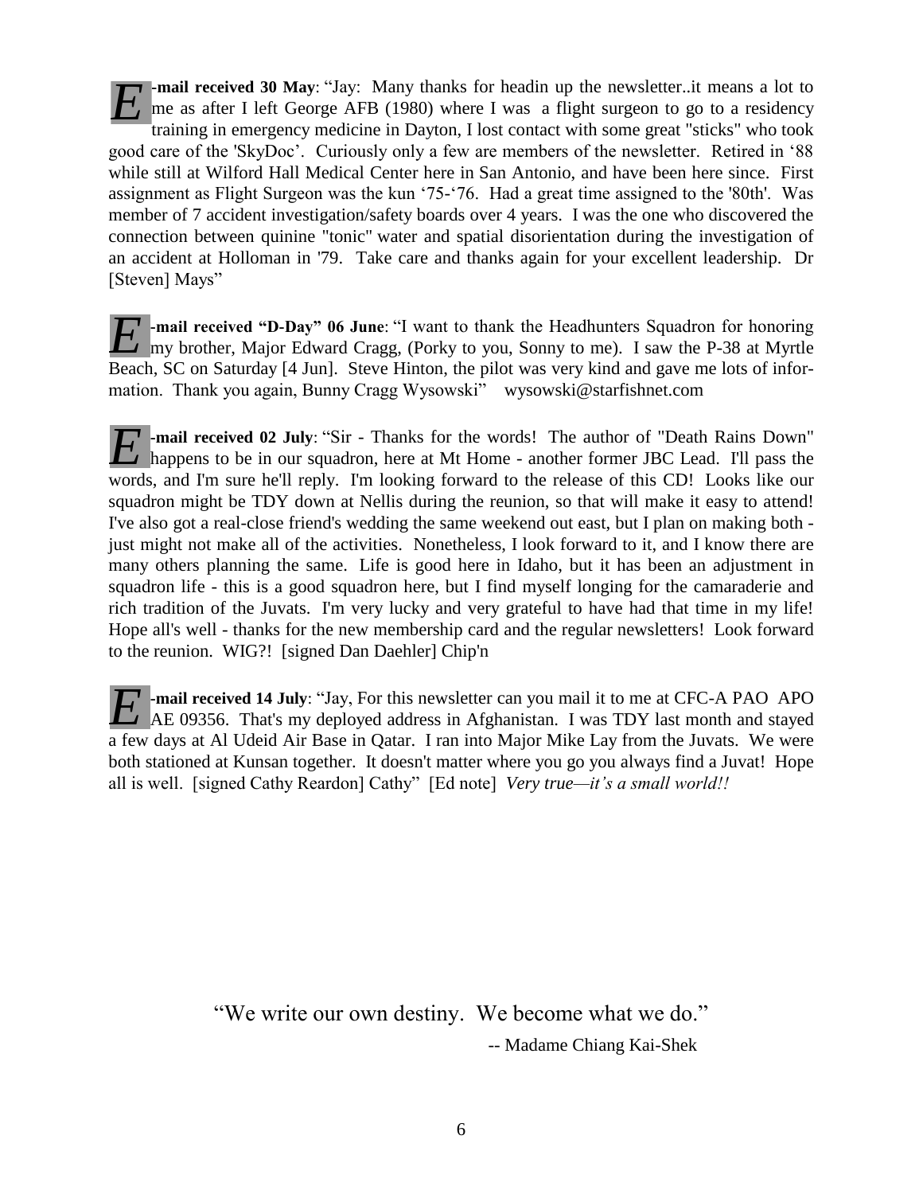**E-mail received 30 May**: "Jay: Many thanks for headin up the newsletter..it means a lot to me as after I left George AFB (1980) where I was a flight surgeon to go to a residency training in emergency medicine in Dayton, I lost contact with some great "sticks" who took good care of the 'SkyDoc'. Curiously only a few are members of the newsletter. Retired in '88 while still at Wilford Hall Medical Center here in San Antonio, and have been here since. First assignment as Flight Surgeon was the kun '75-'76. Had a great time assigned to the '80th'. Was member of 7 accident investigation/safety boards over 4 years. I was the one who discovered the connection between quinine "tonic" water and spatial disorientation during the investigation of an accident at Holloman in '79. Take care and thanks again for your excellent leadership. Dr [Steven] Mays"

**E-mail received "D-Day" 06 June**: "I want to thank the Headhunters Squadron for honoring my brother, Major Edward Cragg, (Porky to you, Sonny to me). I saw the P-38 at Myrtle Beach, SC on Saturday [4 Jun]. Steve Hinton, the pilot was very kind and gave me lots of information. Thank you again, Bunny Cragg Wysowski" wysowski@starfishnet.com

**E-mail received 02 July**: "Sir - Thanks for the words! The author of "Death Rains Down" happens to be in our squadron, here at Mt Home - another former JBC Lead. I'll pass the words, and I'm sure he'll reply. I'm looking forward to the release of this CD! Looks like our squadron might be TDY down at Nellis during the reunion, so that will make it easy to attend! I've also got a real-close friend's wedding the same weekend out east, but I plan on making both - just might not make all of the activities. Nonetheless, I look forward to it, and I know there are many others planning the same. Life is good here in Idaho, but it has been an adjustment in squadron life - this is a good squadron here, but I find myself longing for the camaraderie and rich tradition of the Juvats. I'm very lucky and very grateful to have had that time in my life! Hope all's well - thanks for the new membership card and the regular newsletters! Look forward to the reunion. WIG?! [signed Dan Daehler] Chip'n

**E-mail received 14 July**: "Jay, For this newsletter can you mail it to me at CFC-A PAO APO AE 09356. That's my deployed address in Afghanistan. I was TDY last month and stayed a few days at Al Udeid Air Base in Qatar. I ran into Major Mike Lay from the Juvats. We were both stationed at Kunsan together. It doesn't matter where you go you always find a Juvat! Hope all is well. [signed Cathy Reardon] Cathy" [Ed note] *Very true—it's a small world!!*

"We write our own destiny. We become what we do."

-- Madame Chiang Kai-Shek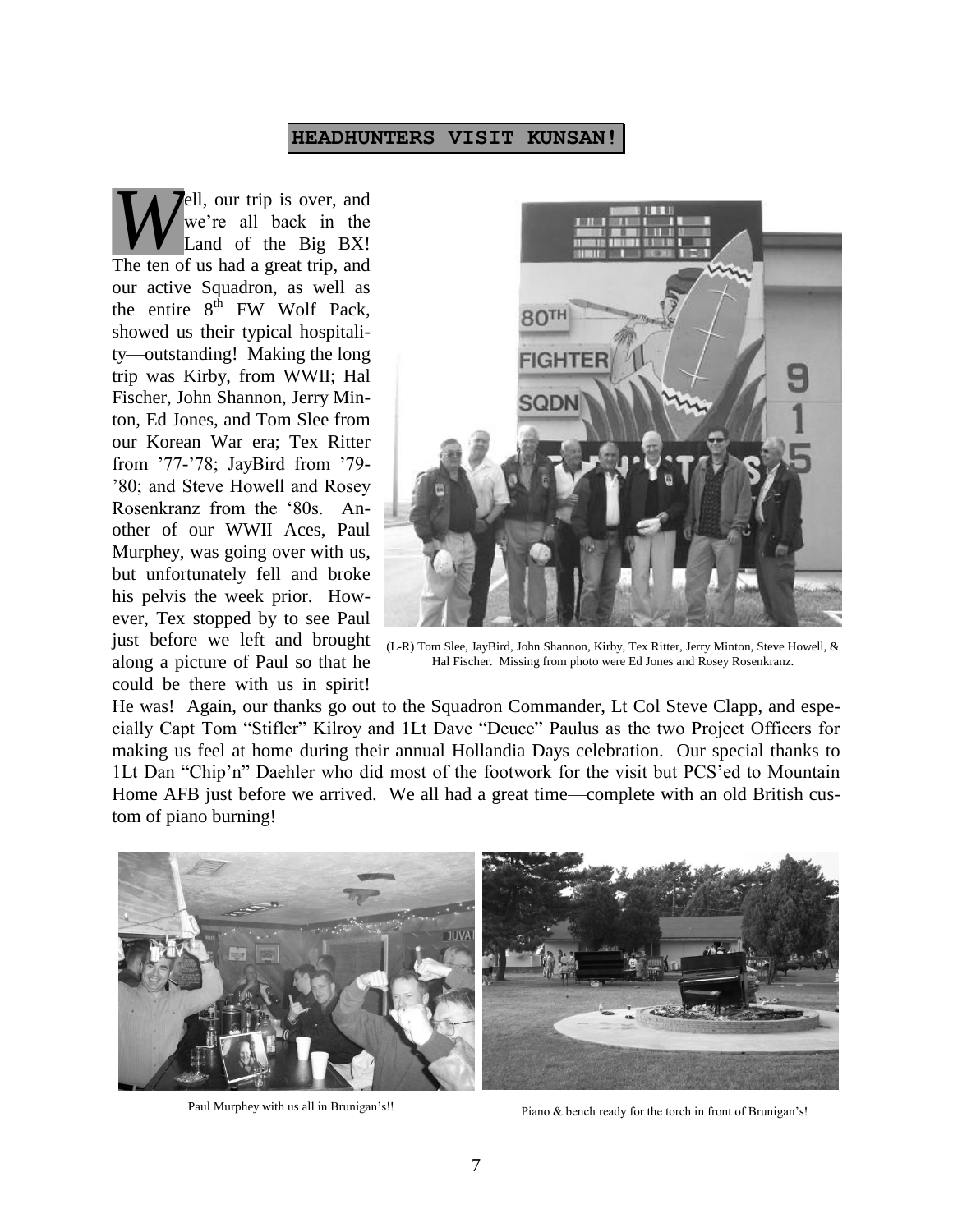## HEADHUNTERS VISIT KUNSAN!

Well, our trip is over, and we're all back in the Land of the Big BX! The ten of us had a great trip, and our active Squadron, as well as the entire 8th FW Wolf Pack, showed us their typical hospitality—outstanding! Making the long trip was Kirby, from WWII; Hal Fischer, John Shannon, Jerry Minton, Ed Jones, and Tom Slee from our Korean War era; Tex Ritter from '77-'78; JayBird from '79-'80; and Steve Howell and Rosey Rosenkranz from the '80s. Another of our WWII Aces, Paul Murphey, was going over with us, but unfortunately fell and broke his pelvis the week prior. However, Tex stopped by to see Paul just before we left and brought along a picture of Paul so that he could be there with us in spirit! He was! Again, our thanks go out to the Squadron Commander, Lt Col Steve Clapp, and especially Capt Tom "Stifler" Kilroy and 1Lt Dave "Deuce" Paulus as the two Project Officers for making us feel at home during their annual Hollandia Days celebration. Our special thanks to 1Lt Dan "Chip'n" Daehler who did most of the footwork for the visit but PCS'ed to Mountain Home AFB just before we arrived. We all had a great time—complete with an old British custom of piano burning!

(L-R) Tom Slee, JayBird, John Shannon, Kirby, Tex Ritter, Jerry Minton, Steve Howell, & Hal Fischer. Missing from photo were Ed Jones and Rosey Rosenkranz.

Paul Murphey with us all in Brunigan's!!

Piano & bench ready for the torch in front of Brunigan's!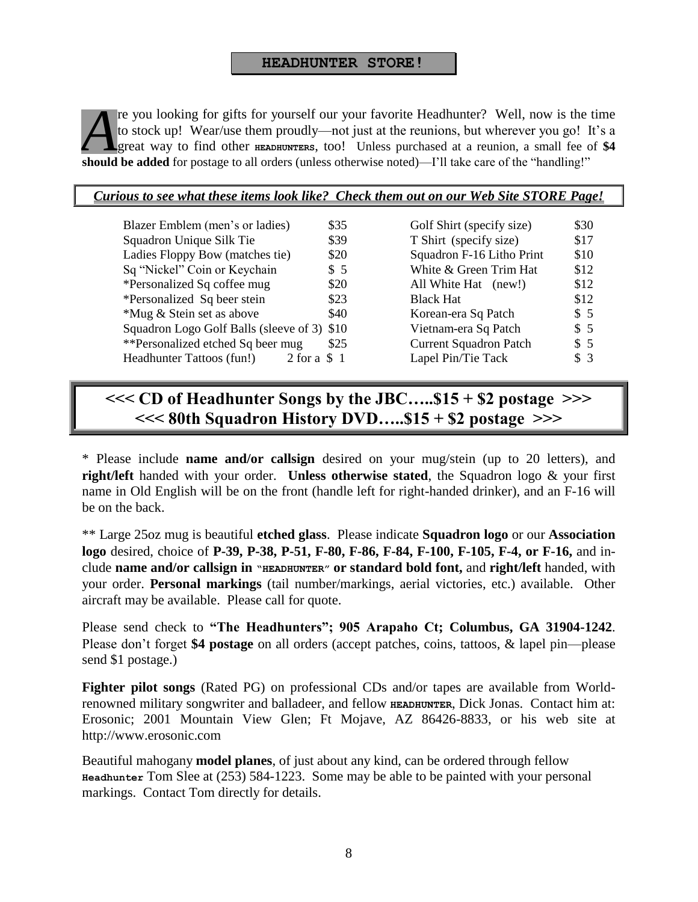## HEADHUNTER STORE!

Are you looking for gifts for yourself our your favorite Headhunter? Well, now is the time to stock up! Wear/use them proudly—not just at the reunions, but wherever you go! It's a great way to find other HEADHUNTERS, too! Unless purchased at a reunion, a small fee of **$4 should be added** for postage to all orders (unless otherwise noted)—I'll take care of the "handling!"

***Curious to see what these items look like? Check them out on our Web Site STORE Page!***

| Item | Price | Item | Price |
|---|---|---|---|
| Blazer Emblem (men's or ladies) | $35 | Golf Shirt (specify size) | $30 |
| Squadron Unique Silk Tie | $39 | T Shirt (specify size) | $17 |
| Ladies Floppy Bow (matches tie) | $20 | Squadron F-16 Litho Print | $10 |
| Sq "Nickel" Coin or Keychain | $ 5 | White & Green Trim Hat | $12 |
| *Personalized Sq coffee mug | $20 | All White Hat (new!) | $12 |
| *Personalized Sq beer stein | $23 | Black Hat | $12 |
| *Mug & Stein set as above | $40 | Korean-era Sq Patch | $ 5 |
| Squadron Logo Golf Balls (sleeve of 3) | $10 | Vietnam-era Sq Patch | $ 5 |
| **Personalized etched Sq beer mug | $25 | Current Squadron Patch | $ 5 |
| Headhunter Tattoos (fun!) | 2 for a $ 1 | Lapel Pin/Tie Tack | $ 3 |

**<<< CD of Headhunter Songs by the JBC…..$15 + $2 postage >>>**
**<<< 80th Squadron History DVD…..$15 + $2 postage >>>**

* Please include **name and/or callsign** desired on your mug/stein (up to 20 letters), and **right/left** handed with your order. **Unless otherwise stated**, the Squadron logo & your first name in Old English will be on the front (handle left for right-handed drinker), and an F-16 will be on the back.

** Large 25oz mug is beautiful **etched glass**. Please indicate **Squadron logo** or our **Association logo** desired, choice of **P-39, P-38, P-51, F-80, F-86, F-84, F-100, F-105, F-4, or F-16,** and include **name and/or callsign in "HEADHUNTER" or standard bold font,** and **right/left** handed, with your order. **Personal markings** (tail number/markings, aerial victories, etc.) available. Other aircraft may be available. Please call for quote.

Please send check to **"The Headhunters"; 905 Arapaho Ct; Columbus, GA 31904-1242**. Please don't forget **$4 postage** on all orders (accept patches, coins, tattoos, & lapel pin—please send $1 postage.)

**Fighter pilot songs** (Rated PG) on professional CDs and/or tapes are available from World-renowned military songwriter and balladeer, and fellow HEADHUNTER, Dick Jonas. Contact him at: Erosonic; 2001 Mountain View Glen; Ft Mojave, AZ 86426-8833, or his web site at http://www.erosonic.com

Beautiful mahogany **model planes**, of just about any kind, can be ordered through fellow Headhunter Tom Slee at (253) 584-1223. Some may be able to be painted with your personal markings. Contact Tom directly for details.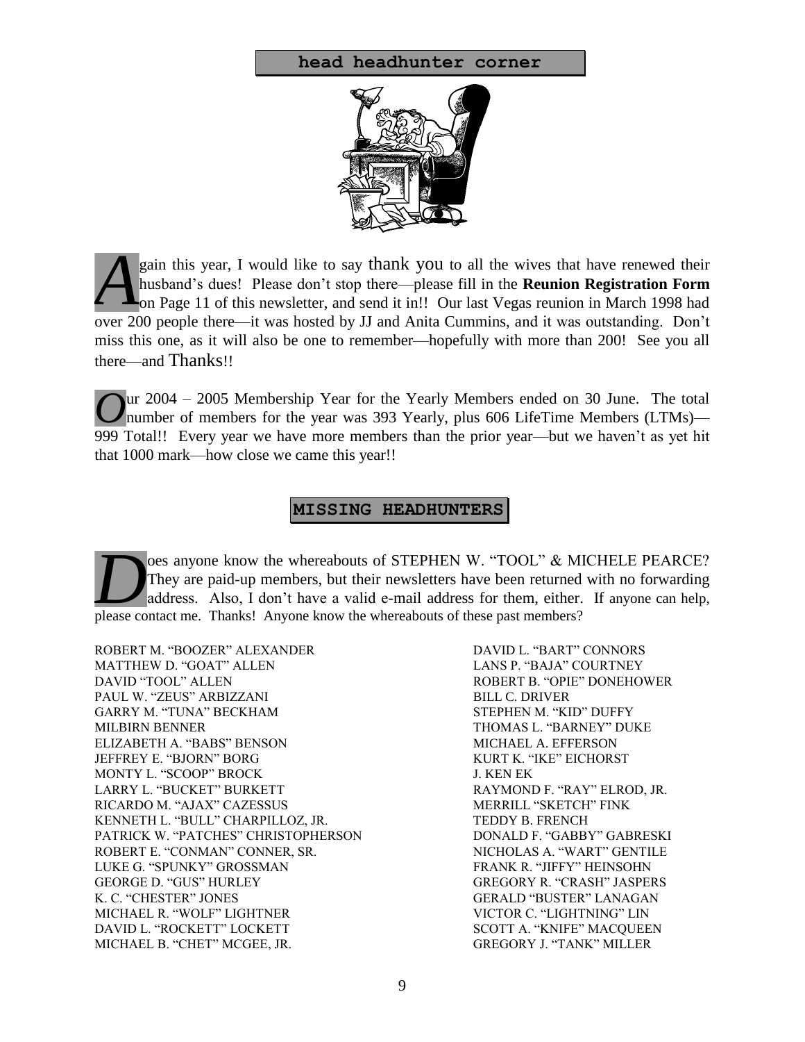## head headhunter corner

Again this year, I would like to say thank you to all the wives that have renewed their husband's dues! Please don't stop there—please fill in the **Reunion Registration Form** on Page 11 of this newsletter, and send it in!! Our last Vegas reunion in March 1998 had over 200 people there—it was hosted by JJ and Anita Cummins, and it was outstanding. Don't miss this one, as it will also be one to remember—hopefully with more than 200! See you all there—and Thanks!!

Our 2004 – 2005 Membership Year for the Yearly Members ended on 30 June. The total number of members for the year was 393 Yearly, plus 606 LifeTime Members (LTMs)—999 Total!! Every year we have more members than the prior year—but we haven't as yet hit that 1000 mark—how close we came this year!!

## MISSING HEADHUNTERS

Does anyone know the whereabouts of STEPHEN W. "TOOL" & MICHELE PEARCE? They are paid-up members, but their newsletters have been returned with no forwarding address. Also, I don't have a valid e-mail address for them, either. If anyone can help, please contact me. Thanks! Anyone know the whereabouts of these past members?

ROBERT M. "BOOZER" ALEXANDER
MATTHEW D. "GOAT" ALLEN
DAVID "TOOL" ALLEN
PAUL W. "ZEUS" ARBIZZANI
GARRY M. "TUNA" BECKHAM
MILBIRN BENNER
ELIZABETH A. "BABS" BENSON
JEFFREY E. "BJORN" BORG
MONTY L. "SCOOP" BROCK
LARRY L. "BUCKET" BURKETT
RICARDO M. "AJAX" CAZESSUS
KENNETH L. "BULL" CHARPILLOZ, JR.
PATRICK W. "PATCHES" CHRISTOPHERSON
ROBERT E. "CONMAN" CONNER, SR.
LUKE G. "SPUNKY" GROSSMAN
GEORGE D. "GUS" HURLEY
K. C. "CHESTER" JONES
MICHAEL R. "WOLF" LIGHTNER
DAVID L. "ROCKETT" LOCKETT
MICHAEL B. "CHET" MCGEE, JR.
DAVID L. "BART" CONNORS
LANS P. "BAJA" COURTNEY
ROBERT B. "OPIE" DONEHOWER
BILL C. DRIVER
STEPHEN M. "KID" DUFFY
THOMAS L. "BARNEY" DUKE
MICHAEL A. EFFERSON
KURT K. "IKE" EICHORST
J. KEN EK
RAYMOND F. "RAY" ELROD, JR.
MERRILL "SKETCH" FINK
TEDDY B. FRENCH
DONALD F. "GABBY" GABRESKI
NICHOLAS A. "WART" GENTILE
FRANK R. "JIFFY" HEINSOHN
GREGORY R. "CRASH" JASPERS
GERALD "BUSTER" LANAGAN
VICTOR C. "LIGHTNING" LIN
SCOTT A. "KNIFE" MACQUEEN
GREGORY J. "TANK" MILLER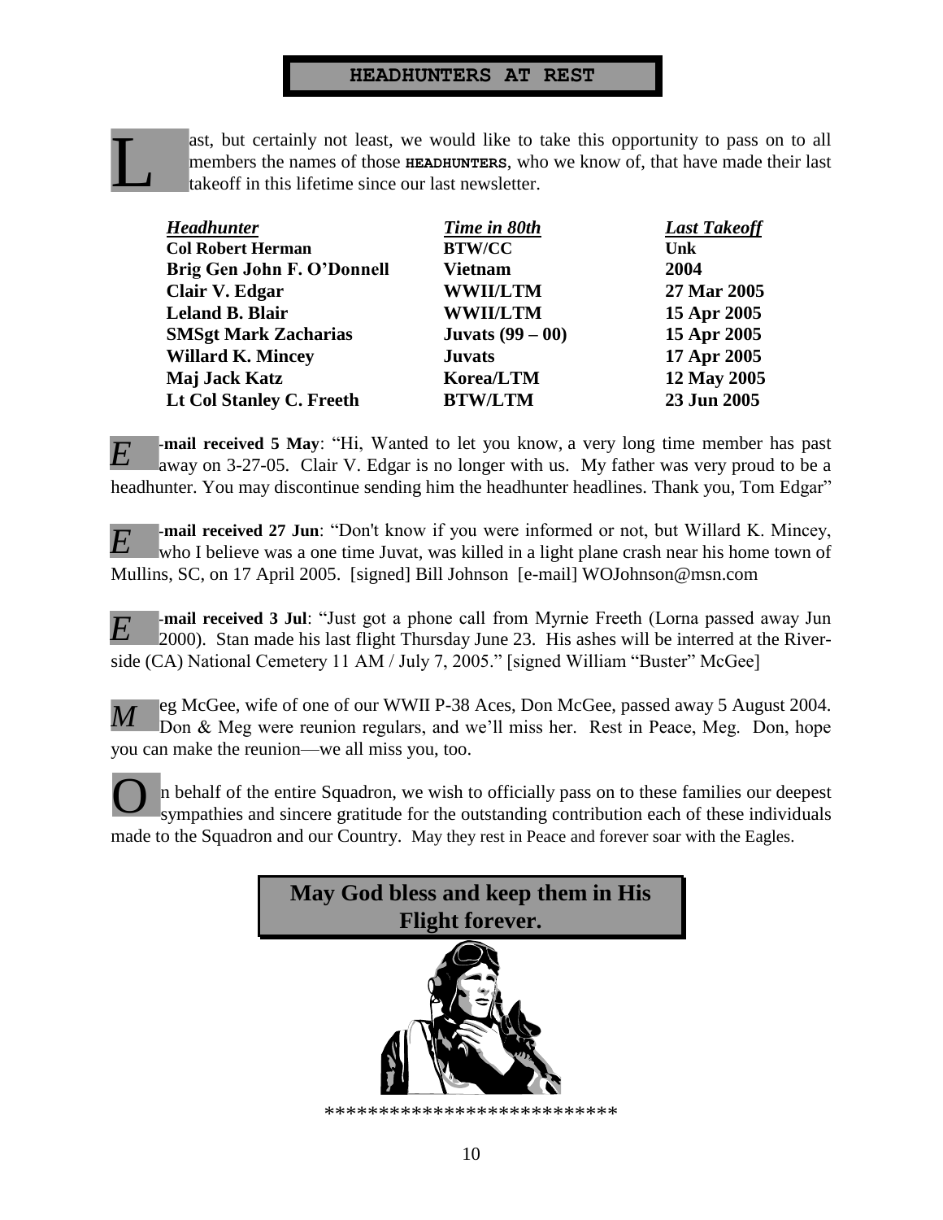## HEADHUNTERS AT REST

Last, but certainly not least, we would like to take this opportunity to pass on to all members the names of those **HEADHUNTERS**, who we know of, that have made their last takeoff in this lifetime since our last newsletter.

| ***Headhunter*** | ***Time in 80th*** | ***Last Takeoff*** |
|---|---|---|
| **Col Robert Herman** | **BTW/CC** | **Unk** |
| **Brig Gen John F. O'Donnell** | **Vietnam** | **2004** |
| **Clair V. Edgar** | **WWII/LTM** | **27 Mar 2005** |
| **Leland B. Blair** | **WWII/LTM** | **15 Apr 2005** |
| **SMSgt Mark Zacharias** | **Juvats (99 – 00)** | **15 Apr 2005** |
| **Willard K. Mincey** | **Juvats** | **17 Apr 2005** |
| **Maj Jack Katz** | **Korea/LTM** | **12 May 2005** |
| **Lt Col Stanley C. Freeth** | **BTW/LTM** | **23 Jun 2005** |

***E*-mail received 5 May**: "Hi, Wanted to let you know, a very long time member has past away on 3-27-05. Clair V. Edgar is no longer with us. My father was very proud to be a headhunter. You may discontinue sending him the headhunter headlines. Thank you, Tom Edgar"

***E*-mail received 27 Jun**: "Don't know if you were informed or not, but Willard K. Mincey, who I believe was a one time Juvat, was killed in a light plane crash near his home town of Mullins, SC, on 17 April 2005. [signed] Bill Johnson [e-mail] WOJohnson@msn.com

***E*-mail received 3 Jul**: "Just got a phone call from Myrnie Freeth (Lorna passed away Jun 2000). Stan made his last flight Thursday June 23. His ashes will be interred at the Riverside (CA) National Cemetery 11 AM / July 7, 2005." [signed William "Buster" McGee]

*M*eg McGee, wife of one of our WWII P-38 Aces, Don McGee, passed away 5 August 2004. Don & Meg were reunion regulars, and we'll miss her. Rest in Peace, Meg. Don, hope you can make the reunion—we all miss you, too.

On behalf of the entire Squadron, we wish to officially pass on to these families our deepest sympathies and sincere gratitude for the outstanding contribution each of these individuals made to the Squadron and our Country. May they rest in Peace and forever soar with the Eagles.

**May God bless and keep them in His Flight forever.**

***************************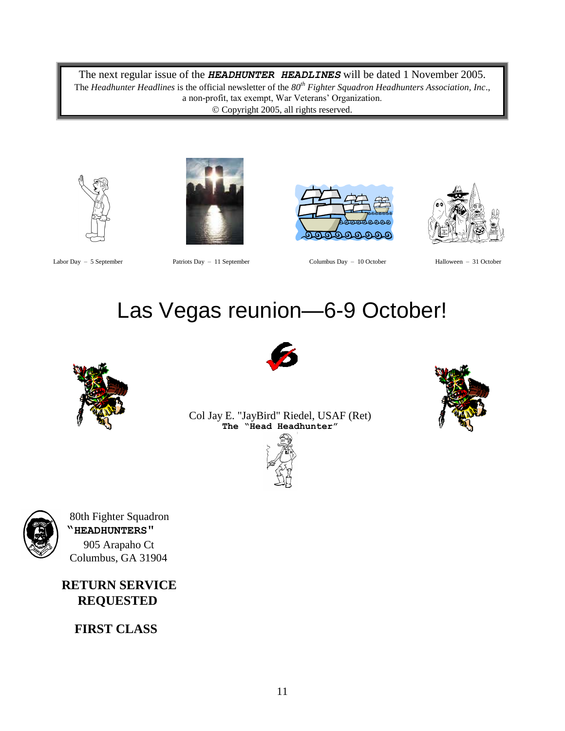The next regular issue of the ***HEADHUNTER HEADLINES*** will be dated 1 November 2005.
The *Headhunter Headlines* is the official newsletter of the *80th Fighter Squadron Headhunters Association, Inc*., a non-profit, tax exempt, War Veterans' Organization.
© Copyright 2005, all rights reserved.

Labor Day – 5 September

Patriots Day – 11 September

Columbus Day – 10 October

Halloween – 31 October

# Las Vegas reunion—6-9 October!

Col Jay E. "JayBird" Riedel, USAF (Ret)
**The "Head Headhunter"**

80th Fighter Squadron
**"HEADHUNTERS"**
905 Arapaho Ct
Columbus, GA 31904

**RETURN SERVICE REQUESTED**

**FIRST CLASS**